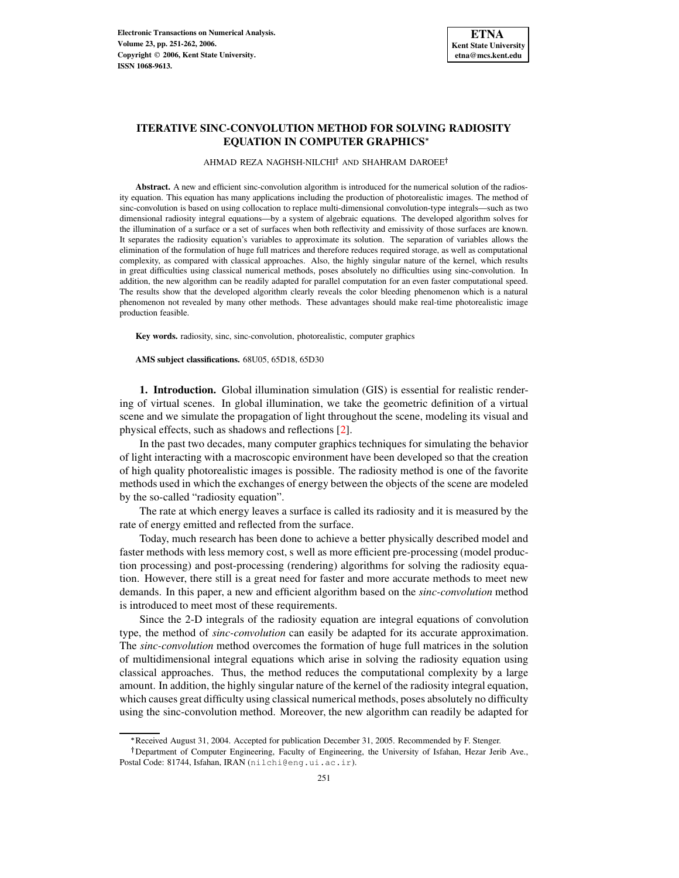# ITERATIVE SINC-CONVOLUTION METHOD FOR SOLVING RADIOSITY EQUATION IN COMPUTER GRAPHICS*

AHMAD REZA NAGHSH-NILCHI† AND SHAHRAM DAROEE†

**Abstract.** A new and efficient sinc-convolution algorithm is introduced for the numerical solution of the radiosity equation. This equation has many applications including the production of photorealistic images. The method of sinc-convolution is based on using collocation to replace multi-dimensional convolution-type integrals—such as two dimensional radiosity integral equations—by a system of algebraic equations. The developed algorithm solves for the illumination of a surface or a set of surfaces when both reflectivity and emissivity of those surfaces are known. It separates the radiosity equation's variables to approximate its solution. The separation of variables allows the elimination of the formulation of huge full matrices and therefore reduces required storage, as well as computational complexity, as compared with classical approaches. Also, the highly singular nature of the kernel, which results in great difficulties using classical numerical methods, poses absolutely no difficulties using sinc-convolution. In addition, the new algorithm can be readily adapted for parallel computation for an even faster computational speed. The results show that the developed algorithm clearly reveals the color bleeding phenomenon which is a natural phenomenon not revealed by many other methods. These advantages should make real-time photorealistic image production feasible.

**Key words.** radiosity, sinc, sinc-convolution, photorealistic, computer graphics

**AMS subject classifications.** 68U05, 65D18, 65D30

## 1. Introduction.

Global illumination simulation (GIS) is essential for realistic rendering of virtual scenes. In global illumination, we take the geometric definition of a virtual scene and we simulate the propagation of light throughout the scene, modeling its visual and physical effects, such as shadows and reflections [2].

In the past two decades, many computer graphics techniques for simulating the behavior of light interacting with a macroscopic environment have been developed so that the creation of high quality photorealistic images is possible. The radiosity method is one of the favorite methods used in which the exchanges of energy between the objects of the scene are modeled by the so-called "radiosity equation".

The rate at which energy leaves a surface is called its radiosity and it is measured by the rate of energy emitted and reflected from the surface.

Today, much research has been done to achieve a better physically described model and faster methods with less memory cost, s well as more efficient pre-processing (model production processing) and post-processing (rendering) algorithms for solving the radiosity equation. However, there still is a great need for faster and more accurate methods to meet new demands. In this paper, a new and efficient algorithm based on the *sinc-convolution* method is introduced to meet most of these requirements.

Since the 2-D integrals of the radiosity equation are integral equations of convolution type, the method of *sinc-convolution* can easily be adapted for its accurate approximation. The *sinc-convolution* method overcomes the formation of huge full matrices in the solution of multidimensional integral equations which arise in solving the radiosity equation using classical approaches. Thus, the method reduces the computational complexity by a large amount. In addition, the highly singular nature of the kernel of the radiosity integral equation, which causes great difficulty using classical numerical methods, poses absolutely no difficulty using the sinc-convolution method. Moreover, the new algorithm can readily be adapted for

---

*Received August 31, 2004. Accepted for publication December 31, 2005. Recommended by F. Stenger.

†Department of Computer Engineering, Faculty of Engineering, the University of Isfahan, Hezar Jerib Ave., Postal Code: 81744, Isfahan, IRAN (nilchi@eng.ui.ac.ir).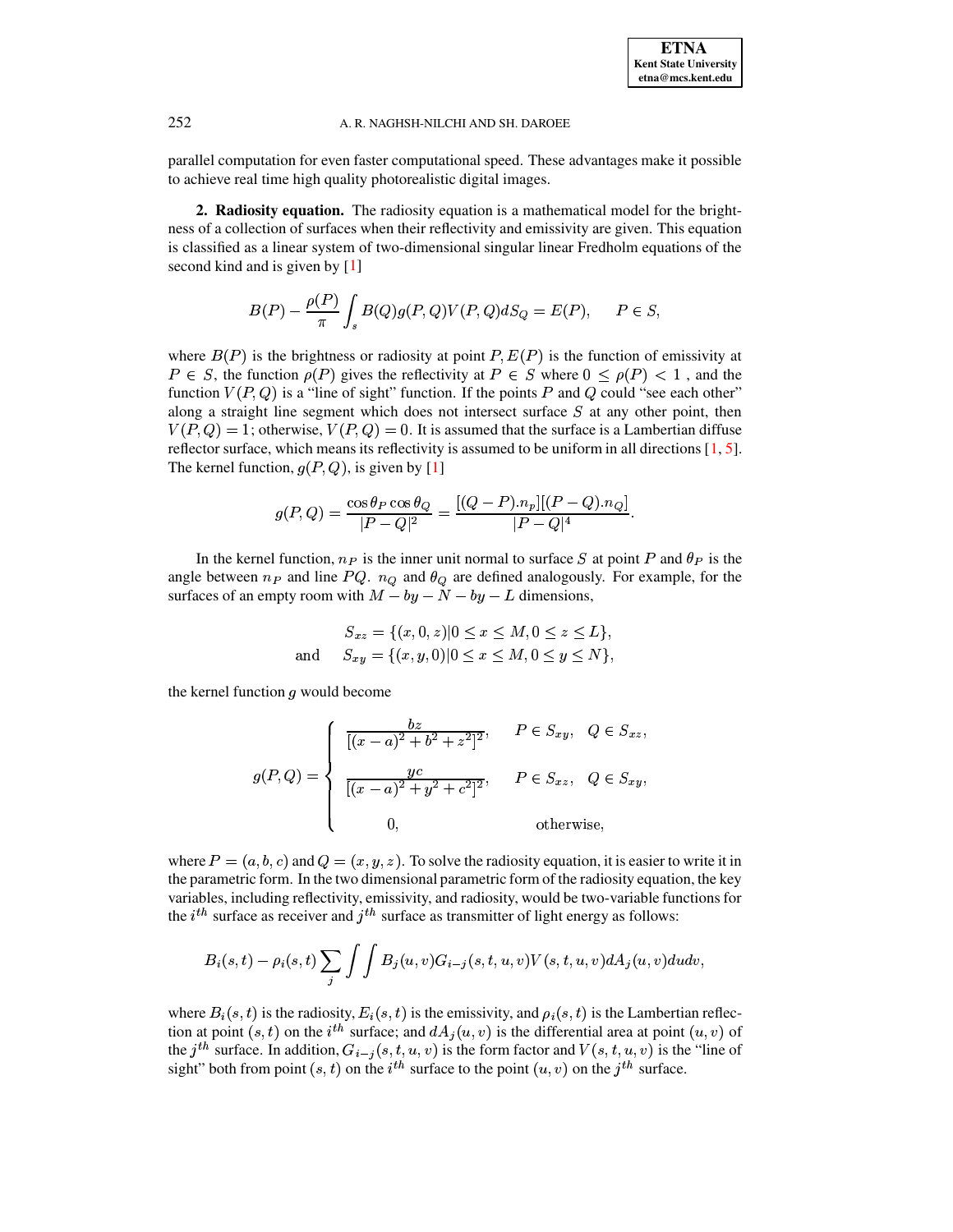parallel computation for even faster computational speed. These advantages make it possible to achieve real time high quality photorealistic digital images.

**2. Radiosity equation.** The radiosity equation is a mathematical model for the brightness of a collection of surfaces when their reflectivity and emissivity are given. This equation is classified as a linear system of two-dimensional singular linear Fredholm equations of the second kind and is given by [1]

$$B(P) - \frac{\rho(P)}{\pi} \int_s B(Q) g(P,Q) V(P,Q) dS_Q = E(P), \qquad P \in S,$$

where $B(P)$ is the brightness or radiosity at point $P, E(P)$ is the function of emissivity at $P \in S$, the function $\rho(P)$ gives the reflectivity at $P \in S$ where $0 \leq \rho(P) < 1$ , and the function $V(P,Q)$ is a "line of sight" function. If the points $P$ and $Q$ could "see each other" along a straight line segment which does not intersect surface $S$ at any other point, then $V(P,Q) = 1$; otherwise, $V(P,Q) = 0$. It is assumed that the surface is a Lambertian diffuse reflector surface, which means its reflectivity is assumed to be uniform in all directions [1, 5]. The kernel function, $g(P,Q)$, is given by [1]

$$g(P,Q) = \frac{\cos\theta_P \cos\theta_Q}{|P-Q|^2} = \frac{[(Q-P).n_p][(P-Q).n_Q]}{|P-Q|^4}.$$

In the kernel function, $n_P$ is the inner unit normal to surface $S$ at point $P$ and $\theta_P$ is the angle between $n_P$ and line $PQ$. $n_Q$ and $\theta_Q$ are defined analogously. For example, for the surfaces of an empty room with $M - by - N - by - L$ dimensions,

$$S_{xz} = \{(x,0,z) | 0 \leq x \leq M, 0 \leq z \leq L\},$$
$$\text{and} \quad S_{xy} = \{(x,y,0) | 0 \leq x \leq M, 0 \leq y \leq N\},$$

the kernel function $g$ would become

$$g(P,Q) = \begin{cases} \dfrac{bz}{[(x-a)^2 + b^2 + z^2]^2}, & P \in S_{xy}, \quad Q \in S_{xz}, \\[2ex] \dfrac{yc}{[(x-a)^2 + y^2 + c^2]^2}, & P \in S_{xz}, \quad Q \in S_{xy}, \\[2ex] 0, & \text{otherwise}, \end{cases}$$

where $P = (a,b,c)$ and $Q = (x,y,z)$. To solve the radiosity equation, it is easier to write it in the parametric form. In the two dimensional parametric form of the radiosity equation, the key variables, including reflectivity, emissivity, and radiosity, would be two-variable functions for the $i^{th}$ surface as receiver and $j^{th}$ surface as transmitter of light energy as follows:

$$B_i(s,t) - \rho_i(s,t) \sum_j \int\int B_j(u,v) G_{i-j}(s,t,u,v) V(s,t,u,v) dA_j(u,v) du dv,$$

where $B_i(s,t)$ is the radiosity, $E_i(s,t)$ is the emissivity, and $\rho_i(s,t)$ is the Lambertian reflection at point $(s,t)$ on the $i^{th}$ surface; and $dA_j(u,v)$ is the differential area at point $(u,v)$ of the $j^{th}$ surface. In addition, $G_{i-j}(s,t,u,v)$ is the form factor and $V(s,t,u,v)$ is the "line of sight" both from point $(s,t)$ on the $i^{th}$ surface to the point $(u,v)$ on the $j^{th}$ surface.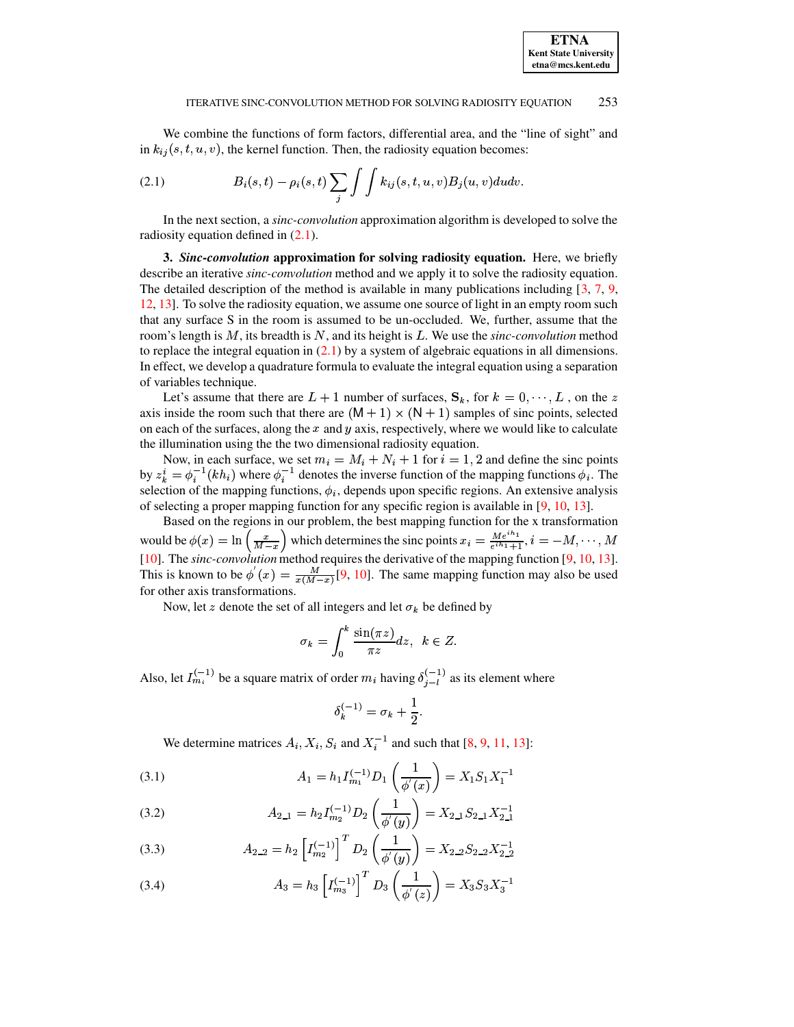We combine the functions of form factors, differential area, and the "line of sight" and in $k_{ij}(s,t,u,v)$, the kernel function. Then, the radiosity equation becomes:

$$B_i(s,t) - \rho_i(s,t)\sum_j \int\int k_{ij}(s,t,u,v)B_j(u,v)dudv. \tag{2.1}$$

In the next section, a *sinc-convolution* approximation algorithm is developed to solve the radiosity equation defined in (2.1).

**3. *Sinc-convolution* approximation for solving radiosity equation.** Here, we briefly describe an iterative *sinc-convolution* method and we apply it to solve the radiosity equation. The detailed description of the method is available in many publications including [3, 7, 9, 12, 13]. To solve the radiosity equation, we assume one source of light in an empty room such that any surface S in the room is assumed to be un-occluded. We, further, assume that the room's length is $M$, its breadth is $N$, and its height is $L$. We use the *sinc-convolution* method to replace the integral equation in (2.1) by a system of algebraic equations in all dimensions. In effect, we develop a quadrature formula to evaluate the integral equation using a separation of variables technique.

Let's assume that there are $L+1$ number of surfaces, $\mathbf{S}_k$, for $k = 0, \cdots, L$ , on the $z$ axis inside the room such that there are $(\mathsf{M}+1) \times (\mathsf{N}+1)$ samples of sinc points, selected on each of the surfaces, along the $x$ and $y$ axis, respectively, where we would like to calculate the illumination using the the two dimensional radiosity equation.

Now, in each surface, we set $m_i = M_i + N_i + 1$ for $i = 1, 2$ and define the sinc points by $z_k^i = \phi_i^{-1}(kh_i)$ where $\phi_i^{-1}$ denotes the inverse function of the mapping functions $\phi_i$. The selection of the mapping functions, $\phi_i$, depends upon specific regions. An extensive analysis of selecting a proper mapping function for any specific region is available in [9, 10, 13].

Based on the regions in our problem, the best mapping function for the x transformation would be $\phi(x) = \ln\left(\frac{x}{M-x}\right)$ which determines the sinc points $x_i = \frac{Me^{ih_1}}{e^{ih_1}+1}, i = -M, \cdots, M$ [10]. The *sinc-convolution* method requires the derivative of the mapping function [9, 10, 13]. This is known to be $\phi'(x) = \frac{M}{x(M-x)}$[9, 10]. The same mapping function may also be used for other axis transformations.

Now, let $z$ denote the set of all integers and let $\sigma_k$ be defined by

$$\sigma_k = \int_0^k \frac{\sin(\pi z)}{\pi z}dz, \;\; k \in Z.$$

Also, let $I_{m_i}^{(-1)}$ be a square matrix of order $m_i$ having $\delta_{j-l}^{(-1)}$ as its element where

$$\delta_k^{(-1)} = \sigma_k + \frac{1}{2}.$$

We determine matrices $A_i, X_i, S_i$ and $X_i^{-1}$ and such that [8, 9, 11, 13]:

$$A_1 = h_1 I_{m_1}^{(-1)} D_1\left(\frac{1}{\phi'(x)}\right) = X_1 S_1 X_1^{-1} \tag{3.1}$$

$$A_{2\_1} = h_2 I_{m_2}^{(-1)} D_2\left(\frac{1}{\phi'(y)}\right) = X_{2\_1} S_{2\_1} X_{2\_1}^{-1} \tag{3.2}$$

$$A_{2\_2} = h_2 \left[I_{m_2}^{(-1)}\right]^T D_2\left(\frac{1}{\phi'(y)}\right) = X_{2\_2} S_{2\_2} X_{2\_2}^{-1} \tag{3.3}$$

$$A_3 = h_3 \left[I_{m_3}^{(-1)}\right]^T D_3\left(\frac{1}{\phi'(z)}\right) = X_3 S_3 X_3^{-1} \tag{3.4}$$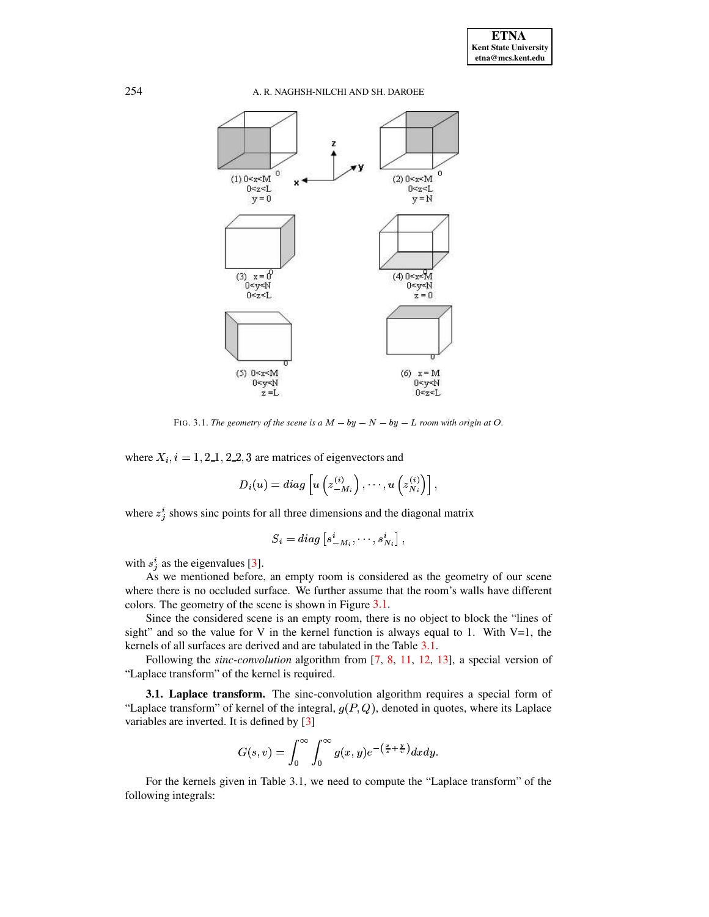FIG. 3.1. *The geometry of the scene is a $M-by-N-by-L$ room with origin at $O$.*

where $X_i, i = 1, 2\_1, 2\_2, 3$ are matrices of eigenvectors and

$$D_i(u) = diag\left[u\left(z_{-M_i}^{(i)}\right), \cdots, u\left(z_{N_i}^{(i)}\right)\right],$$

where $z_j^i$ shows sinc points for all three dimensions and the diagonal matrix

$$S_i = diag\left[s_{-M_i}^i, \cdots, s_{N_i}^i\right],$$

with $s_j^i$ as the eigenvalues [3].

As we mentioned before, an empty room is considered as the geometry of our scene where there is no occluded surface. We further assume that the room's walls have different colors. The geometry of the scene is shown in Figure 3.1.

Since the considered scene is an empty room, there is no object to block the "lines of sight" and so the value for V in the kernel function is always equal to 1. With V=1, the kernels of all surfaces are derived and are tabulated in the Table 3.1.

Following the *sinc-convolution* algorithm from [7, 8, 11, 12, 13], a special version of "Laplace transform" of the kernel is required.

**3.1. Laplace transform.** The sinc-convolution algorithm requires a special form of "Laplace transform" of kernel of the integral, $g(P, Q)$, denoted in quotes, where its Laplace variables are inverted. It is defined by [3]

$$G(s, v) = \int_0^\infty \int_0^\infty g(x, y) e^{-\left(\frac{x}{s} + \frac{y}{v}\right)} dx dy.$$

For the kernels given in Table 3.1, we need to compute the "Laplace transform" of the following integrals: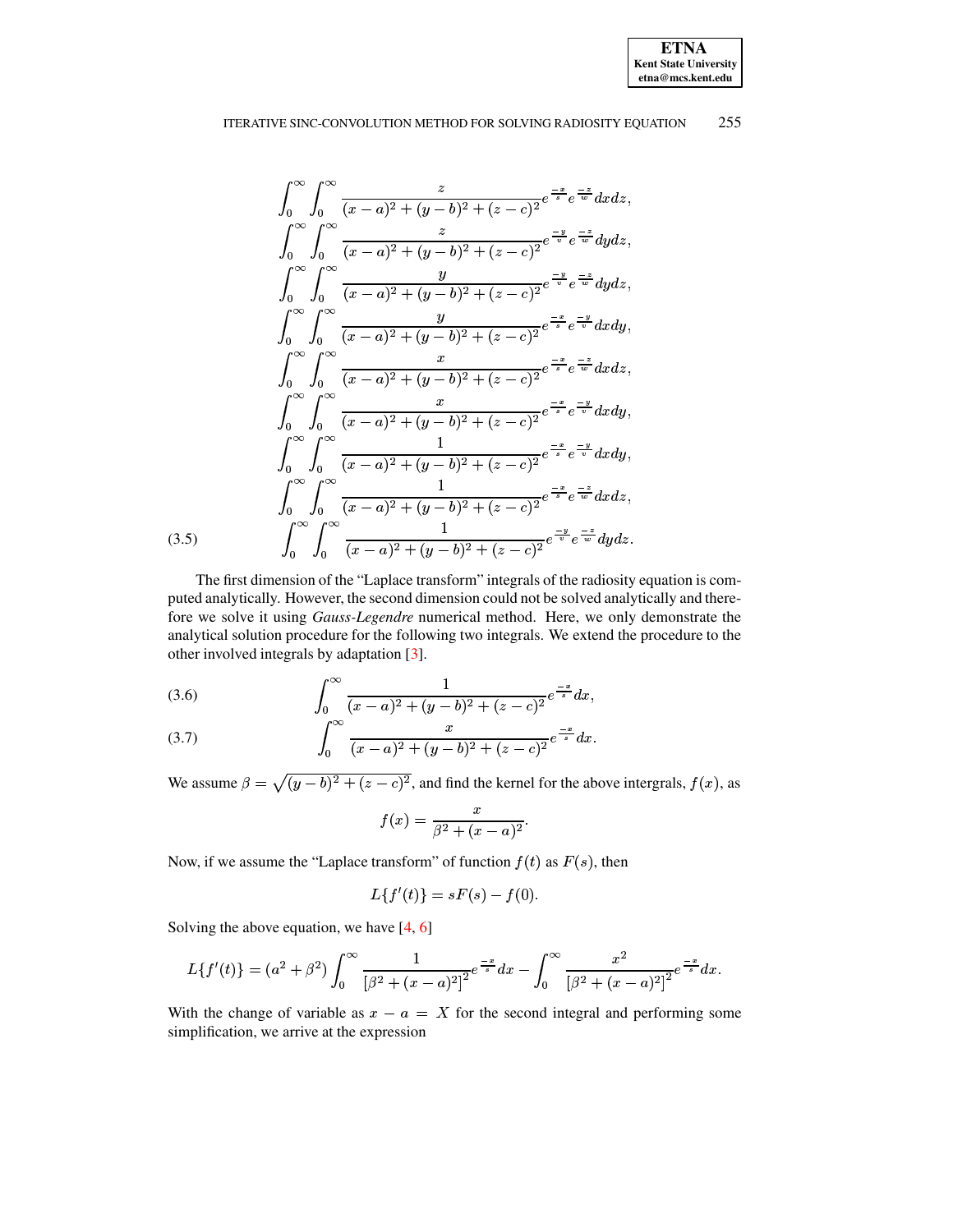$$
\begin{aligned}
&\int_0^\infty \int_0^\infty \frac{z}{(x-a)^2+(y-b)^2+(z-c)^2} e^{\frac{-x}{s}} e^{\frac{-z}{w}} dxdz, \\
&\int_0^\infty \int_0^\infty \frac{z}{(x-a)^2+(y-b)^2+(z-c)^2} e^{\frac{-y}{v}} e^{\frac{-z}{w}} dydz, \\
&\int_0^\infty \int_0^\infty \frac{y}{(x-a)^2+(y-b)^2+(z-c)^2} e^{\frac{-y}{v}} e^{\frac{-z}{w}} dydz, \\
&\int_0^\infty \int_0^\infty \frac{y}{(x-a)^2+(y-b)^2+(z-c)^2} e^{\frac{-x}{s}} e^{\frac{-y}{v}} dxdy, \\
&\int_0^\infty \int_0^\infty \frac{x}{(x-a)^2+(y-b)^2+(z-c)^2} e^{\frac{-x}{s}} e^{\frac{-z}{w}} dxdz, \\
&\int_0^\infty \int_0^\infty \frac{x}{(x-a)^2+(y-b)^2+(z-c)^2} e^{\frac{-x}{s}} e^{\frac{-y}{v}} dxdy, \\
&\int_0^\infty \int_0^\infty \frac{1}{(x-a)^2+(y-b)^2+(z-c)^2} e^{\frac{-x}{s}} e^{\frac{-y}{v}} dxdy, \\
&\int_0^\infty \int_0^\infty \frac{1}{(x-a)^2+(y-b)^2+(z-c)^2} e^{\frac{-x}{s}} e^{\frac{-z}{w}} dxdz, \\
&\int_0^\infty \int_0^\infty \frac{1}{(x-a)^2+(y-b)^2+(z-c)^2} e^{\frac{-y}{v}} e^{\frac{-z}{w}} dydz. \qquad (3.5)
\end{aligned}
$$

The first dimension of the "Laplace transform" integrals of the radiosity equation is computed analytically. However, the second dimension could not be solved analytically and therefore we solve it using *Gauss-Legendre* numerical method. Here, we only demonstrate the analytical solution procedure for the following two integrals. We extend the procedure to the other involved integrals by adaptation [3].

$$
\int_0^\infty \frac{1}{(x-a)^2+(y-b)^2+(z-c)^2} e^{\frac{-x}{s}} dx, \qquad (3.6)
$$

$$
\int_0^\infty \frac{x}{(x-a)^2+(y-b)^2+(z-c)^2} e^{\frac{-x}{s}} dx. \qquad (3.7)
$$

We assume $\beta = \sqrt{(y-b)^2+(z-c)^2}$, and find the kernel for the above intergrals, $f(x)$, as

$$
f(x) = \frac{x}{\beta^2+(x-a)^2}.
$$

Now, if we assume the "Laplace transform" of function $f(t)$ as $F(s)$, then

$$
L\{f'(t)\} = sF(s) - f(0).
$$

Solving the above equation, we have [4, 6]

$$
L\{f'(t)\} = (a^2+\beta^2)\int_0^\infty \frac{1}{\left[\beta^2+(x-a)^2\right]^2} e^{\frac{-x}{s}} dx - \int_0^\infty \frac{x^2}{\left[\beta^2+(x-a)^2\right]^2} e^{\frac{-x}{s}} dx.
$$

With the change of variable as $x - a = X$ for the second integral and performing some simplification, we arrive at the expression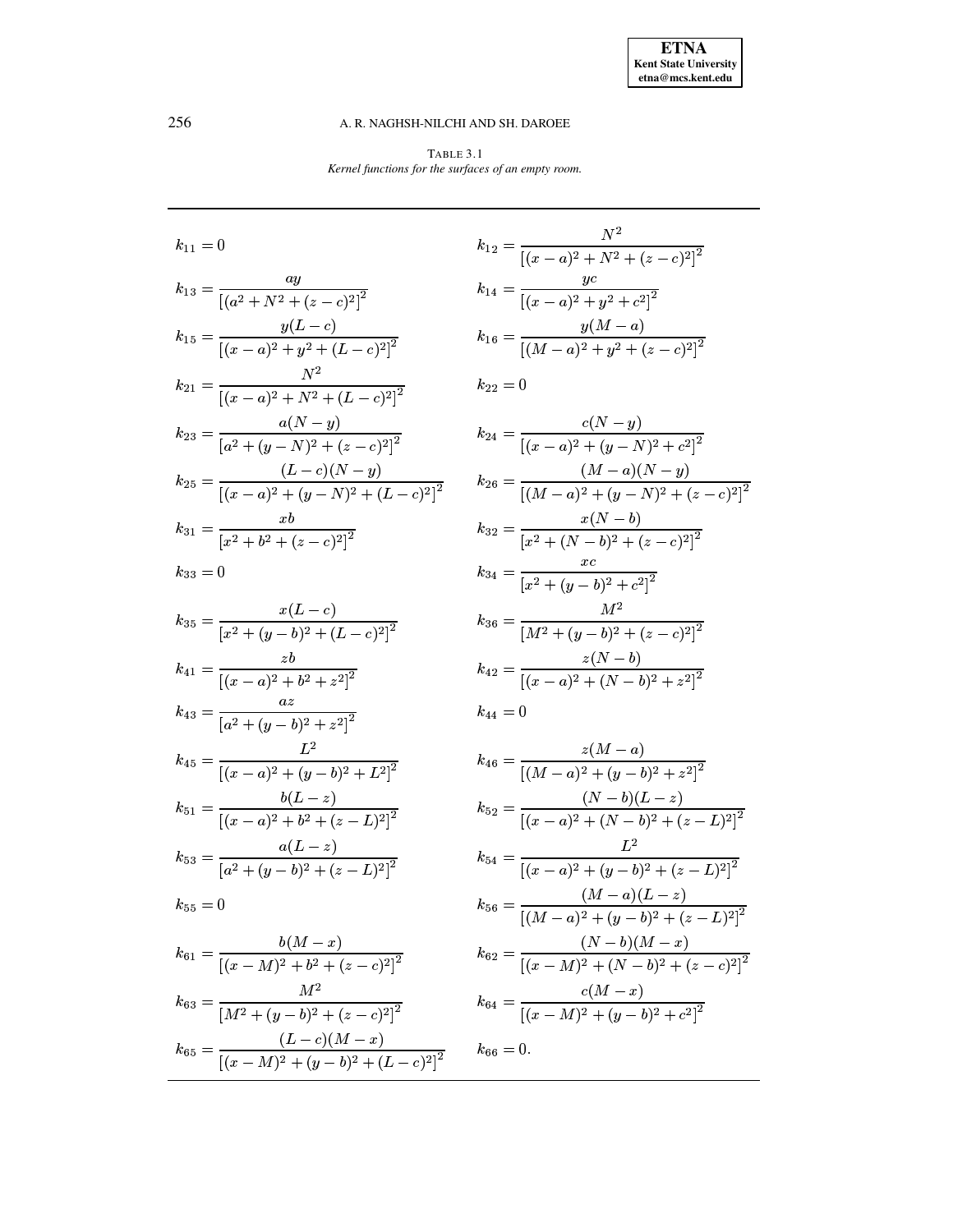TABLE 3.1
*Kernel functions for the surfaces of an empty room.*

$$k_{11} = 0 \qquad k_{12} = \frac{N^2}{\left[(x-a)^2 + N^2 + (z-c)^2\right]^2}$$

$$k_{13} = \frac{ay}{\left[(a^2 + N^2 + (z-c)^2\right]^2} \qquad k_{14} = \frac{yc}{\left[(x-a)^2 + y^2 + c^2\right]^2}$$

$$k_{15} = \frac{y(L-c)}{\left[(x-a)^2 + y^2 + (L-c)^2\right]^2} \qquad k_{16} = \frac{y(M-a)}{\left[(M-a)^2 + y^2 + (z-c)^2\right]^2}$$

$$k_{21} = \frac{N^2}{\left[(x-a)^2 + N^2 + (L-c)^2\right]^2} \qquad k_{22} = 0$$

$$k_{23} = \frac{a(N-y)}{\left[a^2 + (y-N)^2 + (z-c)^2\right]^2} \qquad k_{24} = \frac{c(N-y)}{\left[(x-a)^2 + (y-N)^2 + c^2\right]^2}$$

$$k_{25} = \frac{(L-c)(N-y)}{\left[(x-a)^2 + (y-N)^2 + (L-c)^2\right]^2} \qquad k_{26} = \frac{(M-a)(N-y)}{\left[(M-a)^2 + (y-N)^2 + (z-c)^2\right]^2}$$

$$k_{31} = \frac{xb}{\left[x^2 + b^2 + (z-c)^2\right]^2} \qquad k_{32} = \frac{x(N-b)}{\left[x^2 + (N-b)^2 + (z-c)^2\right]^2}$$

$$k_{33} = 0 \qquad k_{34} = \frac{xc}{\left[x^2 + (y-b)^2 + c^2\right]^2}$$

$$k_{35} = \frac{x(L-c)}{\left[x^2 + (y-b)^2 + (L-c)^2\right]^2} \qquad k_{36} = \frac{M^2}{\left[M^2 + (y-b)^2 + (z-c)^2\right]^2}$$

$$k_{41} = \frac{zb}{\left[(x-a)^2 + b^2 + z^2\right]^2} \qquad k_{42} = \frac{z(N-b)}{\left[(x-a)^2 + (N-b)^2 + z^2\right]^2}$$

$$k_{43} = \frac{az}{\left[a^2 + (y-b)^2 + z^2\right]^2} \qquad k_{44} = 0$$

$$k_{45} = \frac{L^2}{\left[(x-a)^2 + (y-b)^2 + L^2\right]^2} \qquad k_{46} = \frac{z(M-a)}{\left[(M-a)^2 + (y-b)^2 + z^2\right]^2}$$

$$k_{51} = \frac{b(L-z)}{\left[(x-a)^2 + b^2 + (z-L)^2\right]^2} \qquad k_{52} = \frac{(N-b)(L-z)}{\left[(x-a)^2 + (N-b)^2 + (z-L)^2\right]^2}$$

$$k_{53} = \frac{a(L-z)}{\left[a^2 + (y-b)^2 + (z-L)^2\right]^2} \qquad k_{54} = \frac{L^2}{\left[(x-a)^2 + (y-b)^2 + (z-L)^2\right]^2}$$

$$k_{55} = 0 \qquad k_{56} = \frac{(M-a)(L-z)}{\left[(M-a)^2 + (y-b)^2 + (z-L)^2\right]^2}$$

$$k_{61} = \frac{b(M-x)}{\left[(x-M)^2 + b^2 + (z-c)^2\right]^2} \qquad k_{62} = \frac{(N-b)(M-x)}{\left[(x-M)^2 + (N-b)^2 + (z-c)^2\right]^2}$$

$$k_{63} = \frac{M^2}{\left[M^2 + (y-b)^2 + (z-c)^2\right]^2} \qquad k_{64} = \frac{c(M-x)}{\left[(x-M)^2 + (y-b)^2 + c^2\right]^2}$$

$$k_{65} = \frac{(L-c)(M-x)}{\left[(x-M)^2 + (y-b)^2 + (L-c)^2\right]^2} \qquad k_{66} = 0.$$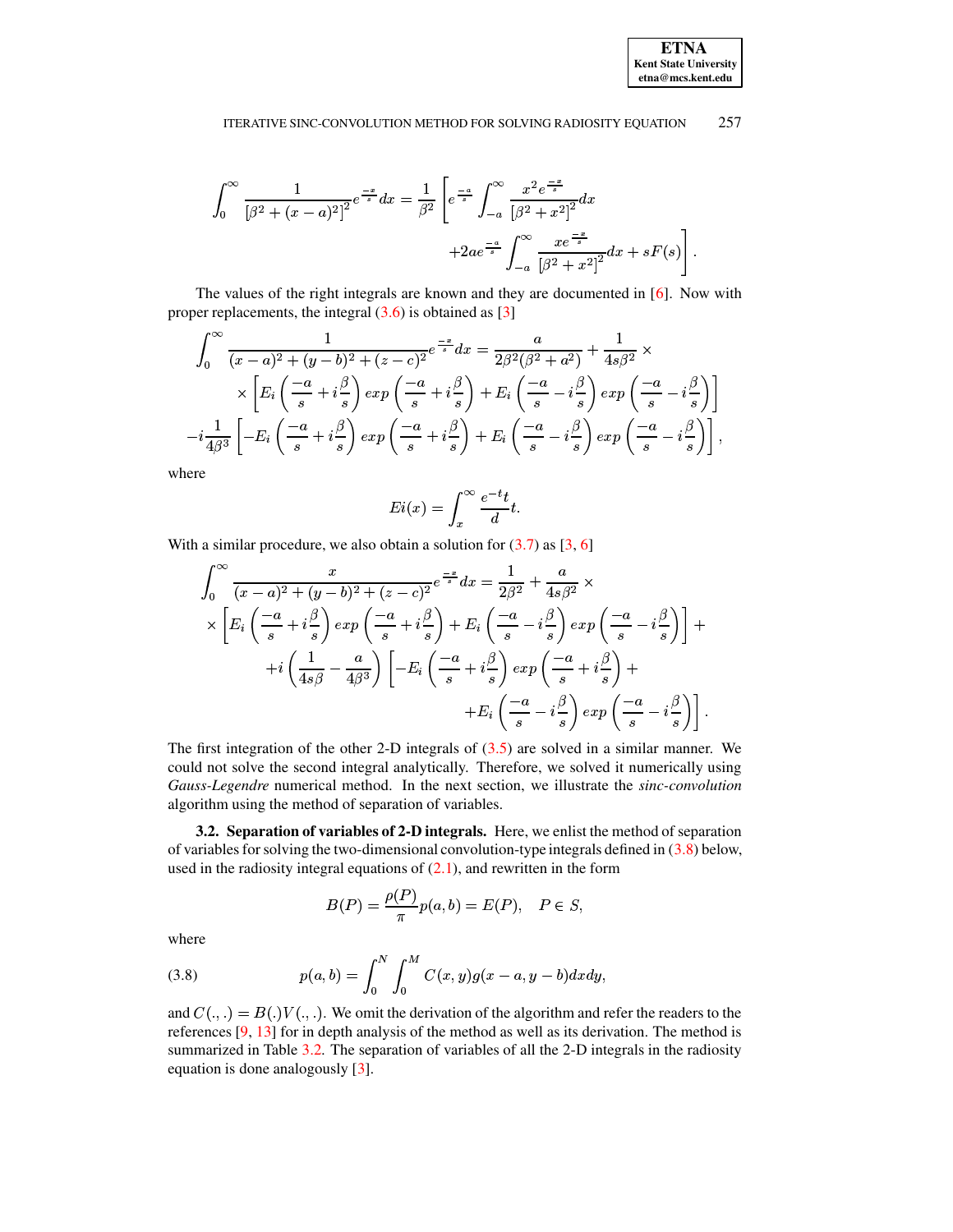$$\int_0^\infty \frac{1}{\left[\beta^2+(x-a)^2\right]^2} e^{\frac{-x}{s}} dx = \frac{1}{\beta^2}\left[ e^{\frac{-a}{s}} \int_{-a}^{\infty} \frac{x^2 e^{\frac{-x}{s}}}{\left[\beta^2+x^2\right]^2} dx \right.$$
$$\left. +2ae^{\frac{-a}{s}} \int_{-a}^{\infty} \frac{x e^{\frac{-x}{s}}}{\left[\beta^2+x^2\right]^2} dx + sF(s) \right].$$

The values of the right integrals are known and they are documented in [6]. Now with proper replacements, the integral (3.6) is obtained as [3]

$$\int_0^\infty \frac{1}{(x-a)^2+(y-b)^2+(z-c)^2} e^{\frac{-x}{s}} dx = \frac{a}{2\beta^2(\beta^2+a^2)} + \frac{1}{4s\beta^2} \times$$
$$\times \left[ E_i\left(\frac{-a}{s}+i\frac{\beta}{s}\right) exp\left(\frac{-a}{s}+i\frac{\beta}{s}\right) + E_i\left(\frac{-a}{s}-i\frac{\beta}{s}\right) exp\left(\frac{-a}{s}-i\frac{\beta}{s}\right)\right]$$
$$-i\frac{1}{4\beta^3}\left[ -E_i\left(\frac{-a}{s}+i\frac{\beta}{s}\right) exp\left(\frac{-a}{s}+i\frac{\beta}{s}\right) + E_i\left(\frac{-a}{s}-i\frac{\beta}{s}\right) exp\left(\frac{-a}{s}-i\frac{\beta}{s}\right)\right],$$

where

$$Ei(x) = \int_x^\infty \frac{e^{-t}t}{d} t.$$

With a similar procedure, we also obtain a solution for (3.7) as [3, 6]

$$\int_0^\infty \frac{x}{(x-a)^2+(y-b)^2+(z-c)^2} e^{\frac{-x}{s}} dx = \frac{1}{2\beta^2} + \frac{a}{4s\beta^2} \times$$
$$\times \left[ E_i\left(\frac{-a}{s}+i\frac{\beta}{s}\right) exp\left(\frac{-a}{s}+i\frac{\beta}{s}\right) + E_i\left(\frac{-a}{s}-i\frac{\beta}{s}\right) exp\left(\frac{-a}{s}-i\frac{\beta}{s}\right)\right] +$$
$$+i\left(\frac{1}{4s\beta}-\frac{a}{4\beta^3}\right)\left[ -E_i\left(\frac{-a}{s}+i\frac{\beta}{s}\right) exp\left(\frac{-a}{s}+i\frac{\beta}{s}\right) + \right.$$
$$\left. +E_i\left(\frac{-a}{s}-i\frac{\beta}{s}\right) exp\left(\frac{-a}{s}-i\frac{\beta}{s}\right)\right].$$

The first integration of the other 2-D integrals of (3.5) are solved in a similar manner. We could not solve the second integral analytically. Therefore, we solved it numerically using *Gauss-Legendre* numerical method. In the next section, we illustrate the *sinc-convolution* algorithm using the method of separation of variables.

**3.2. Separation of variables of 2-D integrals.** Here, we enlist the method of separation of variables for solving the two-dimensional convolution-type integrals defined in (3.8) below, used in the radiosity integral equations of (2.1), and rewritten in the form

$$B(P) = \frac{\rho(P)}{\pi} p(a,b) = E(P), \quad P \in S,$$

where

$$p(a,b) = \int_0^N \int_0^M C(x,y) g(x-a, y-b) dx dy, \tag{3.8}$$

and $C(.,.) = B(.)V(.,.)$. We omit the derivation of the algorithm and refer the readers to the references [9, 13] for in depth analysis of the method as well as its derivation. The method is summarized in Table 3.2. The separation of variables of all the 2-D integrals in the radiosity equation is done analogously [3].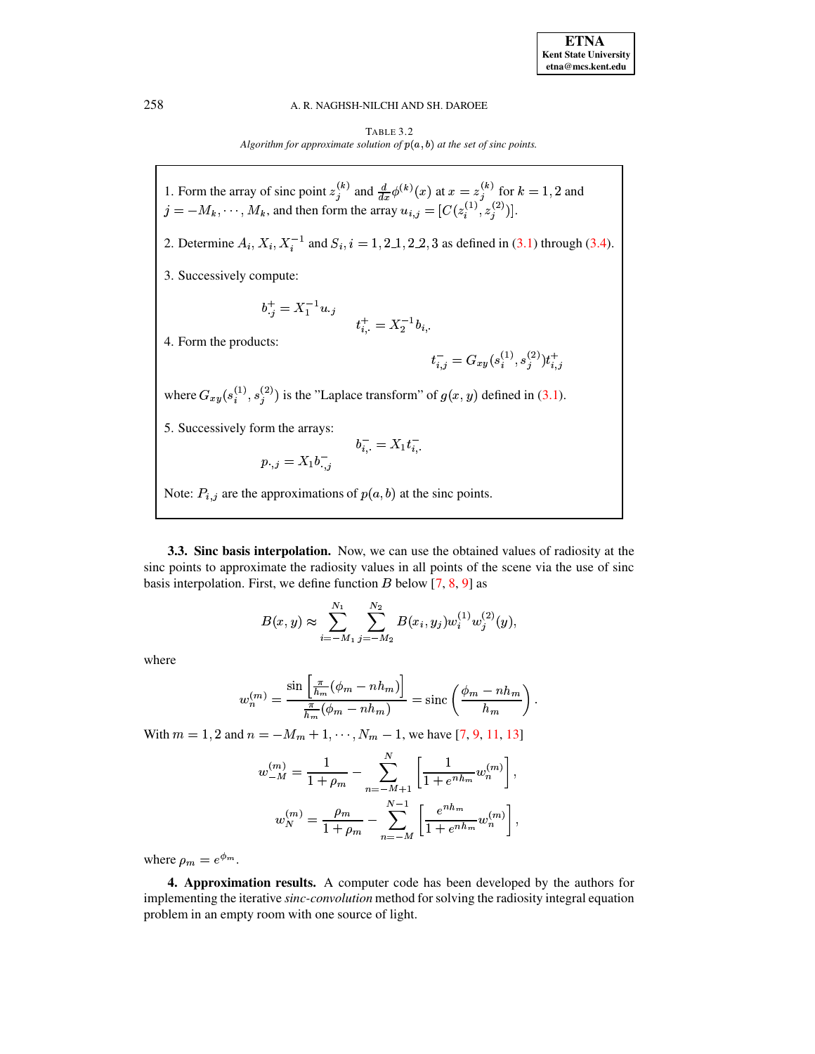TABLE 3.2

*Algorithm for approximate solution of $p(a, b)$ at the set of sinc points.*

1. Form the array of sinc point $z_j^{(k)}$ and $\frac{d}{dx}\phi^{(k)}(x)$ at $x = z_j^{(k)}$ for $k = 1, 2$ and $j = -M_k, \cdots, M_k$, and then form the array $u_{i,j} = [C(z_i^{(1)}, z_j^{(2)})]$.

2. Determine $A_i, X_i, X_i^{-1}$ and $S_i, i = 1, 2\_1, 2\_2, 3$ as defined in (3.1) through (3.4).

3. Successively compute:

$$b_{\cdot j}^{+} = X_1^{-1} u_{\cdot j}$$

$$t_{i,\cdot}^{+} = X_2^{-1} b_{i,\cdot}$$

4. Form the products:

$$t_{i,j}^{-} = G_{xy}(s_i^{(1)}, s_j^{(2)}) t_{i,j}^{+}$$

where $G_{xy}(s_i^{(1)}, s_j^{(2)})$ is the "Laplace transform" of $g(x, y)$ defined in (3.1).

5. Successively form the arrays:

$$b_{i,\cdot}^{-} = X_1 t_{i,\cdot}^{-}$$

$$p_{\cdot,j} = X_1 b_{\cdot,j}^{-}$$

Note: $P_{i,j}$ are the approximations of $p(a, b)$ at the sinc points.

**3.3. Sinc basis interpolation.** Now, we can use the obtained values of radiosity at the sinc points to approximate the radiosity values in all points of the scene via the use of sinc basis interpolation. First, we define function $B$ below [7, 8, 9] as

$$B(x, y) \approx \sum_{i=-M_1}^{N_1} \sum_{j=-M_2}^{N_2} B(x_i, y_j) w_i^{(1)} w_j^{(2)}(y),$$

where

$$w_n^{(m)} = \frac{\sin\left[\frac{\pi}{h_m}(\phi_m - n h_m)\right]}{\frac{\pi}{h_m}(\phi_m - n h_m)} = \text{sinc}\left(\frac{\phi_m - n h_m}{h_m}\right).$$

With $m = 1, 2$ and $n = -M_m + 1, \cdots, N_m - 1$, we have [7, 9, 11, 13]

$$w_{-M}^{(m)} = \frac{1}{1+\rho_m} - \sum_{n=-M+1}^{N} \left[\frac{1}{1+e^{n h_m}} w_n^{(m)}\right],$$

$$w_N^{(m)} = \frac{\rho_m}{1+\rho_m} - \sum_{n=-M}^{N-1} \left[\frac{e^{n h_m}}{1+e^{n h_m}} w_n^{(m)}\right],$$

where $\rho_m = e^{\phi_m}$.

**4. Approximation results.** A computer code has been developed by the authors for implementing the iterative *sinc-convolution* method for solving the radiosity integral equation problem in an empty room with one source of light.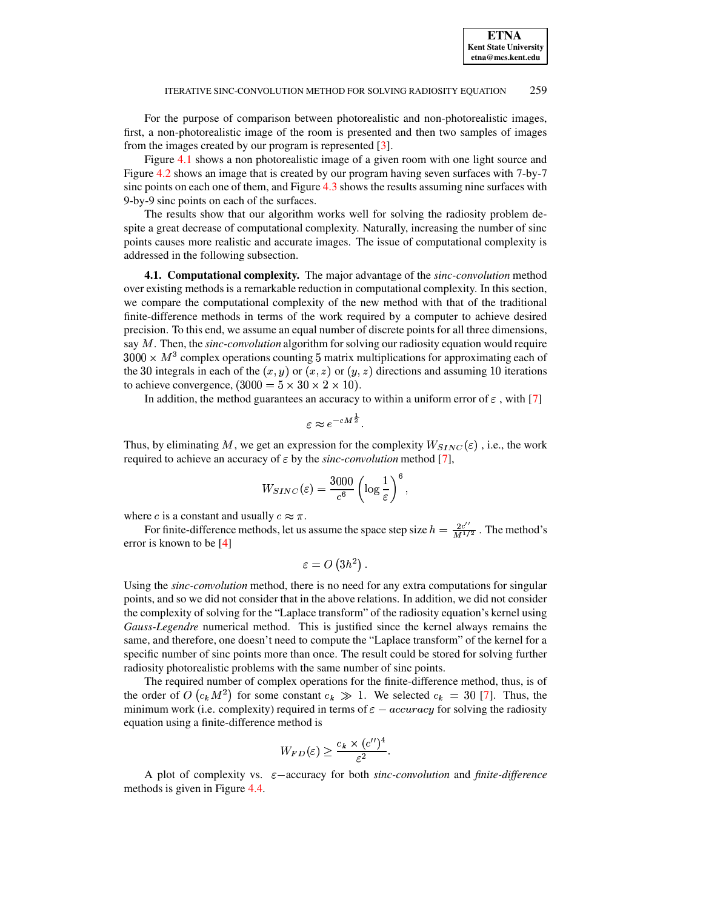For the purpose of comparison between photorealistic and non-photorealistic images, first, a non-photorealistic image of the room is presented and then two samples of images from the images created by our program is represented [3].

Figure 4.1 shows a non photorealistic image of a given room with one light source and Figure 4.2 shows an image that is created by our program having seven surfaces with 7-by-7 sinc points on each one of them, and Figure 4.3 shows the results assuming nine surfaces with 9-by-9 sinc points on each of the surfaces.

The results show that our algorithm works well for solving the radiosity problem despite a great decrease of computational complexity. Naturally, increasing the number of sinc points causes more realistic and accurate images. The issue of computational complexity is addressed in the following subsection.

**4.1. Computational complexity.** The major advantage of the *sinc-convolution* method over existing methods is a remarkable reduction in computational complexity. In this section, we compare the computational complexity of the new method with that of the traditional finite-difference methods in terms of the work required by a computer to achieve desired precision. To this end, we assume an equal number of discrete points for all three dimensions, say $M$. Then, the *sinc-convolution* algorithm for solving our radiosity equation would require $3000 \times M^3$ complex operations counting $5$ matrix multiplications for approximating each of the $30$ integrals in each of the $(x, y)$ or $(x, z)$ or $(y, z)$ directions and assuming $10$ iterations to achieve convergence, $(3000 = 5 \times 30 \times 2 \times 10)$.

In addition, the method guarantees an accuracy to within a uniform error of $\varepsilon$ , with [7]

$$\varepsilon \approx e^{-cM^{\frac{1}{2}}}.$$

Thus, by eliminating $M$, we get an expression for the complexity $W_{SINC}(\varepsilon)$ , i.e., the work required to achieve an accuracy of $\varepsilon$ by the *sinc-convolution* method [7],

$$W_{SINC}(\varepsilon) = \frac{3000}{c^6}\left(\log\frac{1}{\varepsilon}\right)^6,$$

where $c$ is a constant and usually $c \approx \pi$.

For finite-difference methods, let us assume the space step size $h = \frac{2c''}{M^{1/2}}$ . The method's error is known to be [4]

$$\varepsilon = O\left(3h^2\right).$$

Using the *sinc-convolution* method, there is no need for any extra computations for singular points, and so we did not consider that in the above relations. In addition, we did not consider the complexity of solving for the "Laplace transform" of the radiosity equation's kernel using *Gauss-Legendre* numerical method. This is justified since the kernel always remains the same, and therefore, one doesn't need to compute the "Laplace transform" of the kernel for a specific number of sinc points more than once. The result could be stored for solving further radiosity photorealistic problems with the same number of sinc points.

The required number of complex operations for the finite-difference method, thus, is of the order of $O\left(c_k M^2\right)$ for some constant $c_k \gg 1$. We selected $c_k = 30$ [7]. Thus, the minimum work (i.e. complexity) required in terms of $\varepsilon - accuracy$ for solving the radiosity equation using a finite-difference method is

$$W_{FD}(\varepsilon) \geq \frac{c_k \times (c'')^4}{\varepsilon^2}.$$

A plot of complexity vs. $\varepsilon-$accuracy for both *sinc-convolution* and *finite-difference* methods is given in Figure 4.4.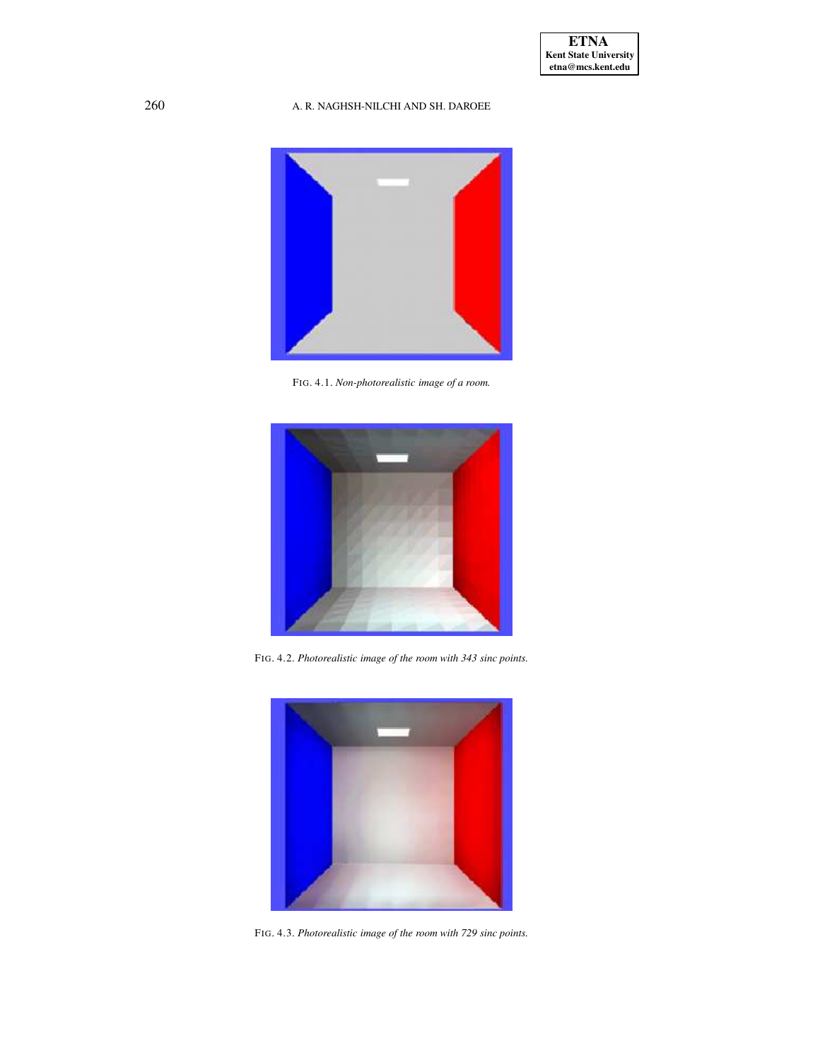FIG. 4.1. *Non-photorealistic image of a room.*

FIG. 4.2. *Photorealistic image of the room with 343 sinc points.*

FIG. 4.3. *Photorealistic image of the room with 729 sinc points.*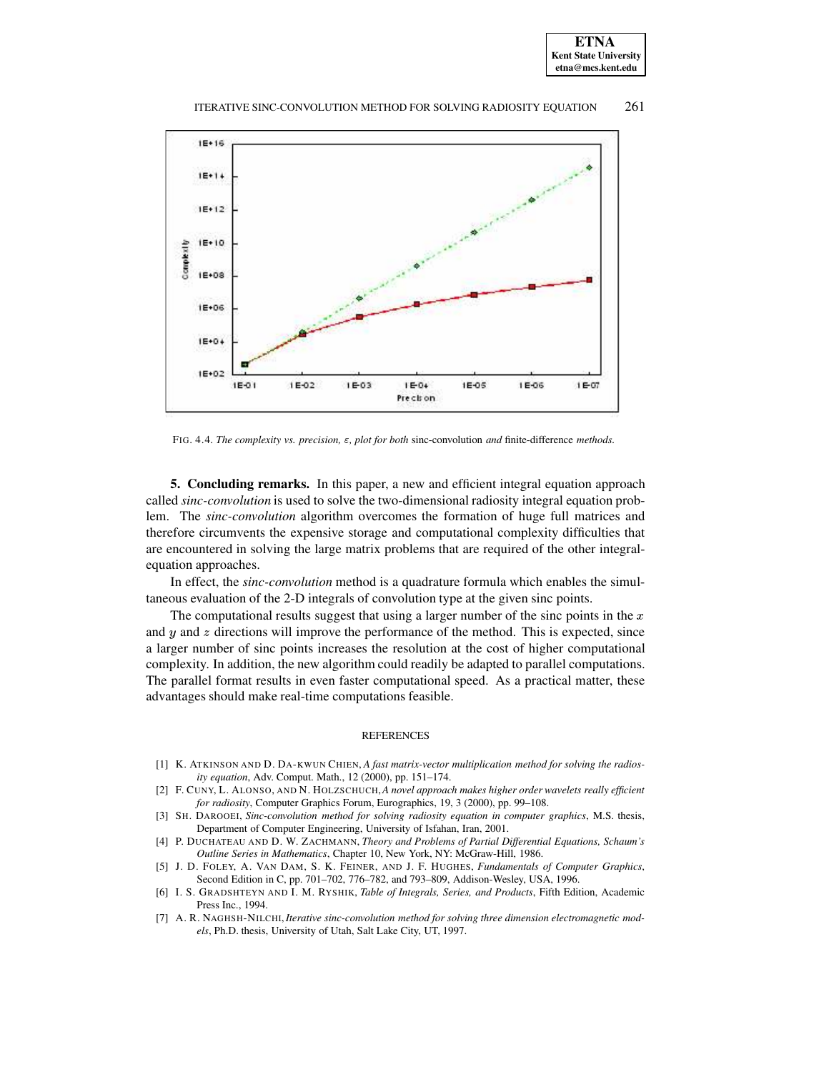FIG. 4.4. *The complexity vs. precision, $\varepsilon$, plot for both* sinc-convolution *and* finite-difference *methods.*

**5. Concluding remarks.** In this paper, a new and efficient integral equation approach called *sinc-convolution* is used to solve the two-dimensional radiosity integral equation problem. The *sinc-convolution* algorithm overcomes the formation of huge full matrices and therefore circumvents the expensive storage and computational complexity difficulties that are encountered in solving the large matrix problems that are required of the other integral-equation approaches.

In effect, the *sinc-convolution* method is a quadrature formula which enables the simultaneous evaluation of the 2-D integrals of convolution type at the given sinc points.

The computational results suggest that using a larger number of the sinc points in the $x$ and $y$ and $z$ directions will improve the performance of the method. This is expected, since a larger number of sinc points increases the resolution at the cost of higher computational complexity. In addition, the new algorithm could readily be adapted to parallel computations. The parallel format results in even faster computational speed. As a practical matter, these advantages should make real-time computations feasible.

## REFERENCES

[1] K. ATKINSON AND D. DA-KWUN CHIEN, *A fast matrix-vector multiplication method for solving the radiosity equation*, Adv. Comput. Math., 12 (2000), pp. 151–174.

[2] F. CUNY, L. ALONSO, AND N. HOLZSCHUCH, *A novel approach makes higher order wavelets really efficient for radiosity*, Computer Graphics Forum, Eurographics, 19, 3 (2000), pp. 99–108.

[3] SH. DAROOEI, *Sinc-convolution method for solving radiosity equation in computer graphics*, M.S. thesis, Department of Computer Engineering, University of Isfahan, Iran, 2001.

[4] P. DUCHATEAU AND D. W. ZACHMANN, *Theory and Problems of Partial Differential Equations, Schaum's Outline Series in Mathematics*, Chapter 10, New York, NY: McGraw-Hill, 1986.

[5] J. D. FOLEY, A. VAN DAM, S. K. FEINER, AND J. F. HUGHES, *Fundamentals of Computer Graphics*, Second Edition in C, pp. 701–702, 776–782, and 793–809, Addison-Wesley, USA, 1996.

[6] I. S. GRADSHTEYN AND I. M. RYSHIK, *Table of Integrals, Series, and Products*, Fifth Edition, Academic Press Inc., 1994.

[7] A. R. NAGHSH-NILCHI, *Iterative sinc-convolution method for solving three dimension electromagnetic models*, Ph.D. thesis, University of Utah, Salt Lake City, UT, 1997.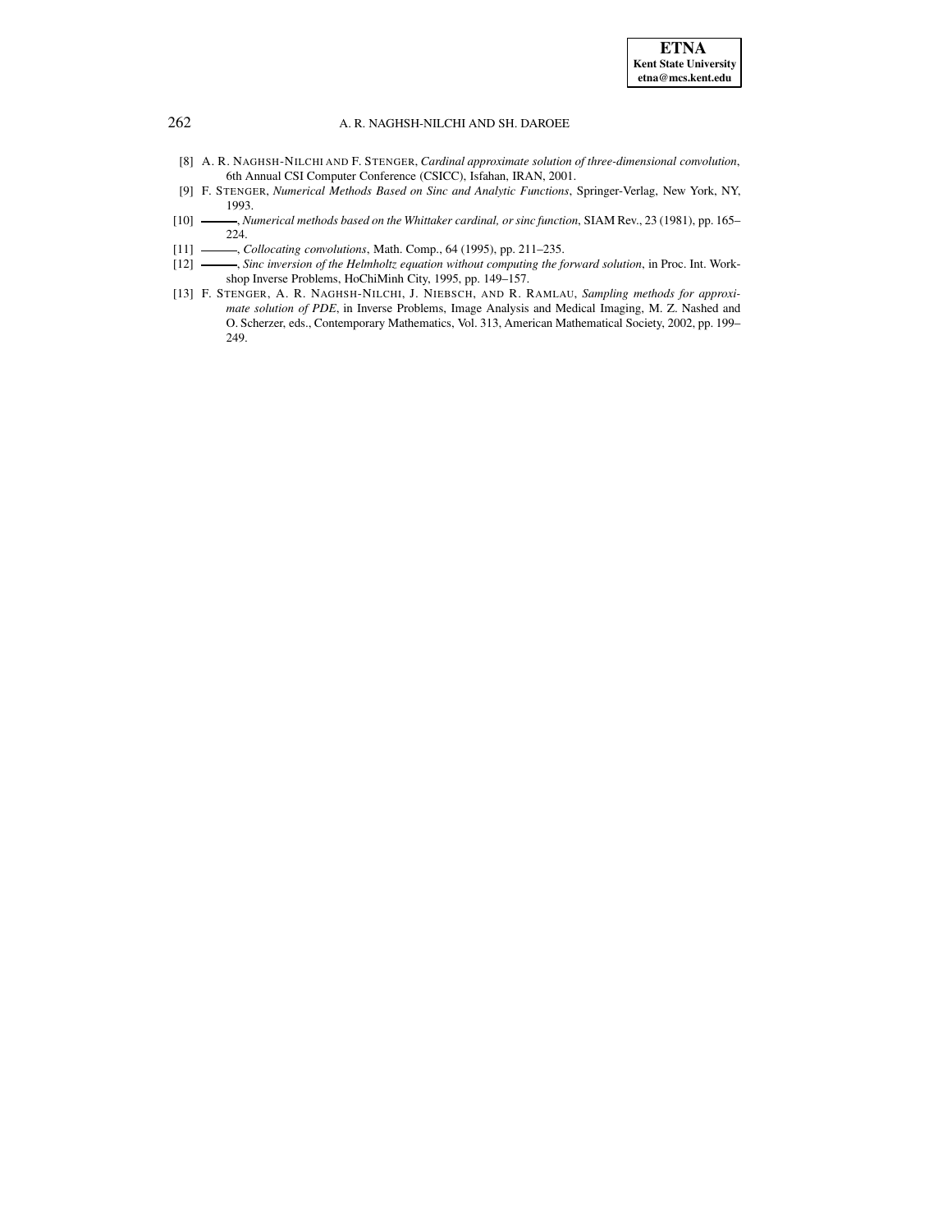[8] A. R. Naghsh-Nilchi and F. Stenger, *Cardinal approximate solution of three-dimensional convolution*, 6th Annual CSI Computer Conference (CSICC), Isfahan, IRAN, 2001.

[9] F. Stenger, *Numerical Methods Based on Sinc and Analytic Functions*, Springer-Verlag, New York, NY, 1993.

[10] ———, *Numerical methods based on the Whittaker cardinal, or sinc function*, SIAM Rev., 23 (1981), pp. 165–224.

[11] ———, *Collocating convolutions*, Math. Comp., 64 (1995), pp. 211–235.

[12] ———, *Sinc inversion of the Helmholtz equation without computing the forward solution*, in Proc. Int. Workshop Inverse Problems, HoChiMinh City, 1995, pp. 149–157.

[13] F. Stenger, A. R. Naghsh-Nilchi, J. Niebsch, and R. Ramlau, *Sampling methods for approximate solution of PDE*, in Inverse Problems, Image Analysis and Medical Imaging, M. Z. Nashed and O. Scherzer, eds., Contemporary Mathematics, Vol. 313, American Mathematical Society, 2002, pp. 199–249.